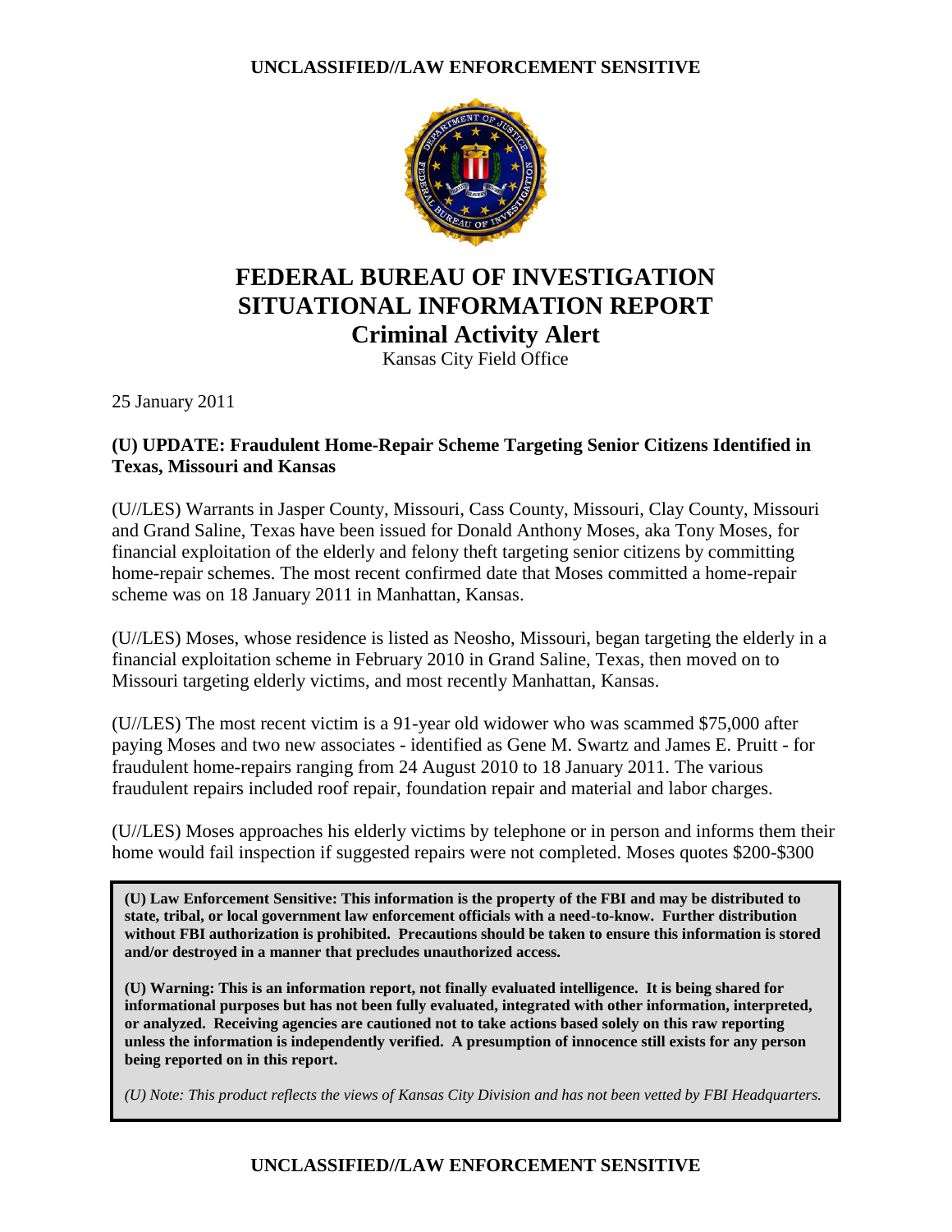# FEDERAL BUREAU OF INVESTIGATION SITUATIONAL INFORMATION REPORT

## Criminal Activity Alert

Kansas City Field Office

25 January 2011

**(U) UPDATE: Fraudulent Home-Repair Scheme Targeting Senior Citizens Identified in Texas, Missouri and Kansas**

(U//LES) Warrants in Jasper County, Missouri, Cass County, Missouri, Clay County, Missouri and Grand Saline, Texas have been issued for Donald Anthony Moses, aka Tony Moses, for financial exploitation of the elderly and felony theft targeting senior citizens by committing home-repair schemes. The most recent confirmed date that Moses committed a home-repair scheme was on 18 January 2011 in Manhattan, Kansas.

(U//LES) Moses, whose residence is listed as Neosho, Missouri, began targeting the elderly in a financial exploitation scheme in February 2010 in Grand Saline, Texas, then moved on to Missouri targeting elderly victims, and most recently Manhattan, Kansas.

(U//LES) The most recent victim is a 91-year old widower who was scammed $75,000 after paying Moses and two new associates - identified as Gene M. Swartz and James E. Pruitt - for fraudulent home-repairs ranging from 24 August 2010 to 18 January 2011. The various fraudulent repairs included roof repair, foundation repair and material and labor charges.

(U//LES) Moses approaches his elderly victims by telephone or in person and informs them their home would fail inspection if suggested repairs were not completed. Moses quotes $200-$300

**(U) Law Enforcement Sensitive: This information is the property of the FBI and may be distributed to state, tribal, or local government law enforcement officials with a need-to-know. Further distribution without FBI authorization is prohibited. Precautions should be taken to ensure this information is stored and/or destroyed in a manner that precludes unauthorized access.**

**(U) Warning: This is an information report, not finally evaluated intelligence. It is being shared for informational purposes but has not been fully evaluated, integrated with other information, interpreted, or analyzed. Receiving agencies are cautioned not to take actions based solely on this raw reporting unless the information is independently verified. A presumption of innocence still exists for any person being reported on in this report.**

*(U) Note: This product reflects the views of Kansas City Division and has not been vetted by FBI Headquarters.*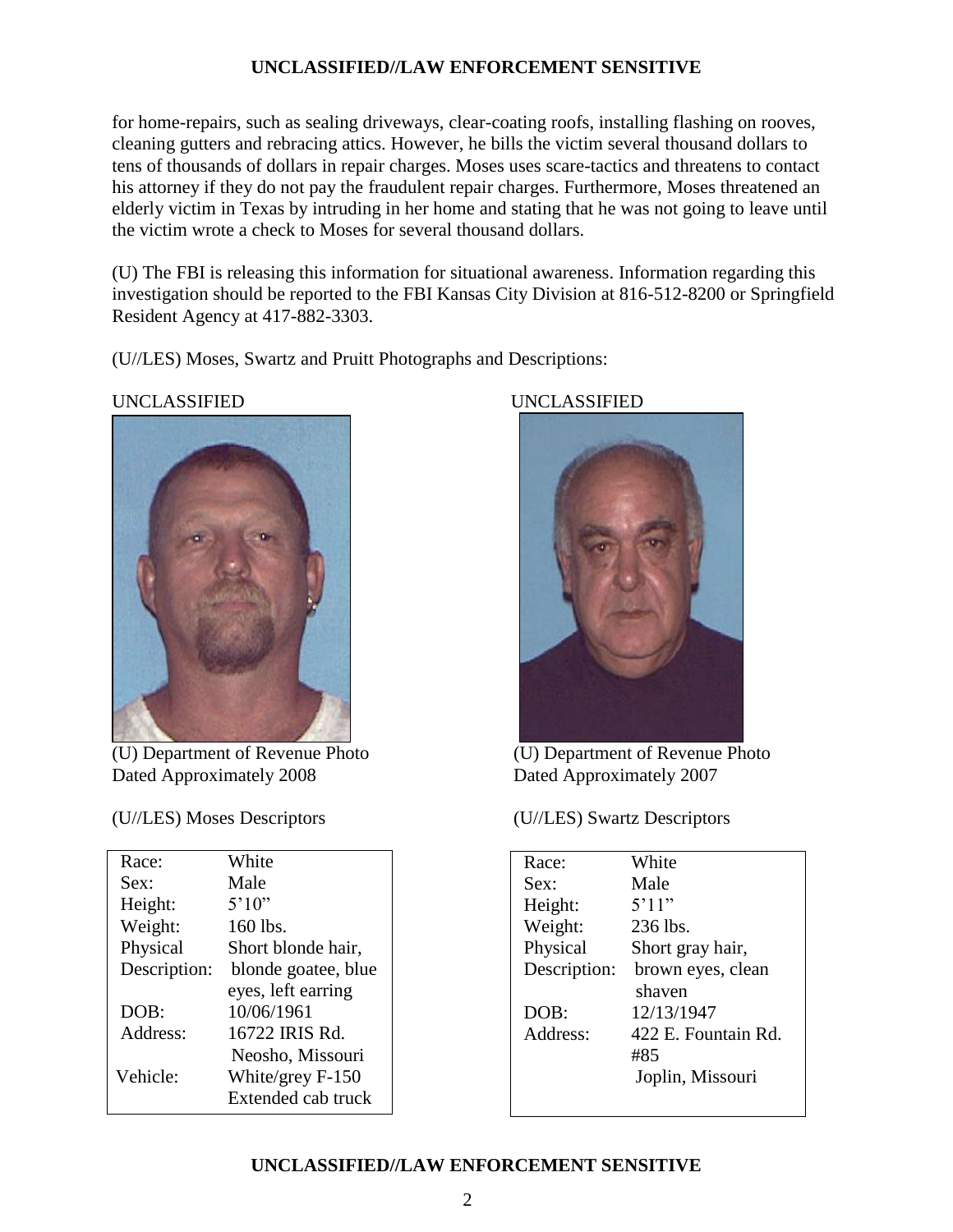for home-repairs, such as sealing driveways, clear-coating roofs, installing flashing on rooves, cleaning gutters and rebracing attics. However, he bills the victim several thousand dollars to tens of thousands of dollars in repair charges. Moses uses scare-tactics and threatens to contact his attorney if they do not pay the fraudulent repair charges. Furthermore, Moses threatened an elderly victim in Texas by intruding in her home and stating that he was not going to leave until the victim wrote a check to Moses for several thousand dollars.

(U) The FBI is releasing this information for situational awareness. Information regarding this investigation should be reported to the FBI Kansas City Division at 816-512-8200 or Springfield Resident Agency at 417-882-3303.

(U//LES) Moses, Swartz and Pruitt Photographs and Descriptions:

UNCLASSIFIED

(U) Department of Revenue Photo Dated Approximately 2008

(U//LES) Moses Descriptors

| | |
|---|---|
| Race: | White |
| Sex: | Male |
| Height: | 5'10" |
| Weight: | 160 lbs. |
| Physical Description: | Short blonde hair, blonde goatee, blue eyes, left earring |
| DOB: | 10/06/1961 |
| Address: | 16722 IRIS Rd. Neosho, Missouri |
| Vehicle: | White/grey F-150 Extended cab truck |

UNCLASSIFIED

(U) Department of Revenue Photo Dated Approximately 2007

(U//LES) Swartz Descriptors

| | |
|---|---|
| Race: | White |
| Sex: | Male |
| Height: | 5'11" |
| Weight: | 236 lbs. |
| Physical Description: | Short gray hair, brown eyes, clean shaven |
| DOB: | 12/13/1947 |
| Address: | 422 E. Fountain Rd. #85 Joplin, Missouri |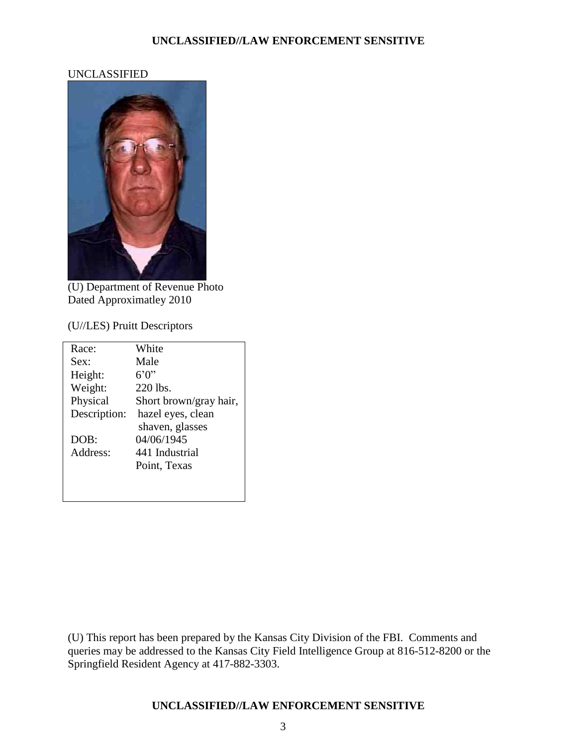UNCLASSIFIED

(U) Department of Revenue Photo Dated Approximatley 2010

(U//LES) Pruitt Descriptors

| | |
|---|---|
| Race: | White |
| Sex: | Male |
| Height: | 6'0" |
| Weight: | 220 lbs. |
| Physical Description: | Short brown/gray hair, hazel eyes, clean shaven, glasses |
| DOB: | 04/06/1945 |
| Address: | 441 Industrial Point, Texas |

(U) This report has been prepared by the Kansas City Division of the FBI. Comments and queries may be addressed to the Kansas City Field Intelligence Group at 816-512-8200 or the Springfield Resident Agency at 417-882-3303.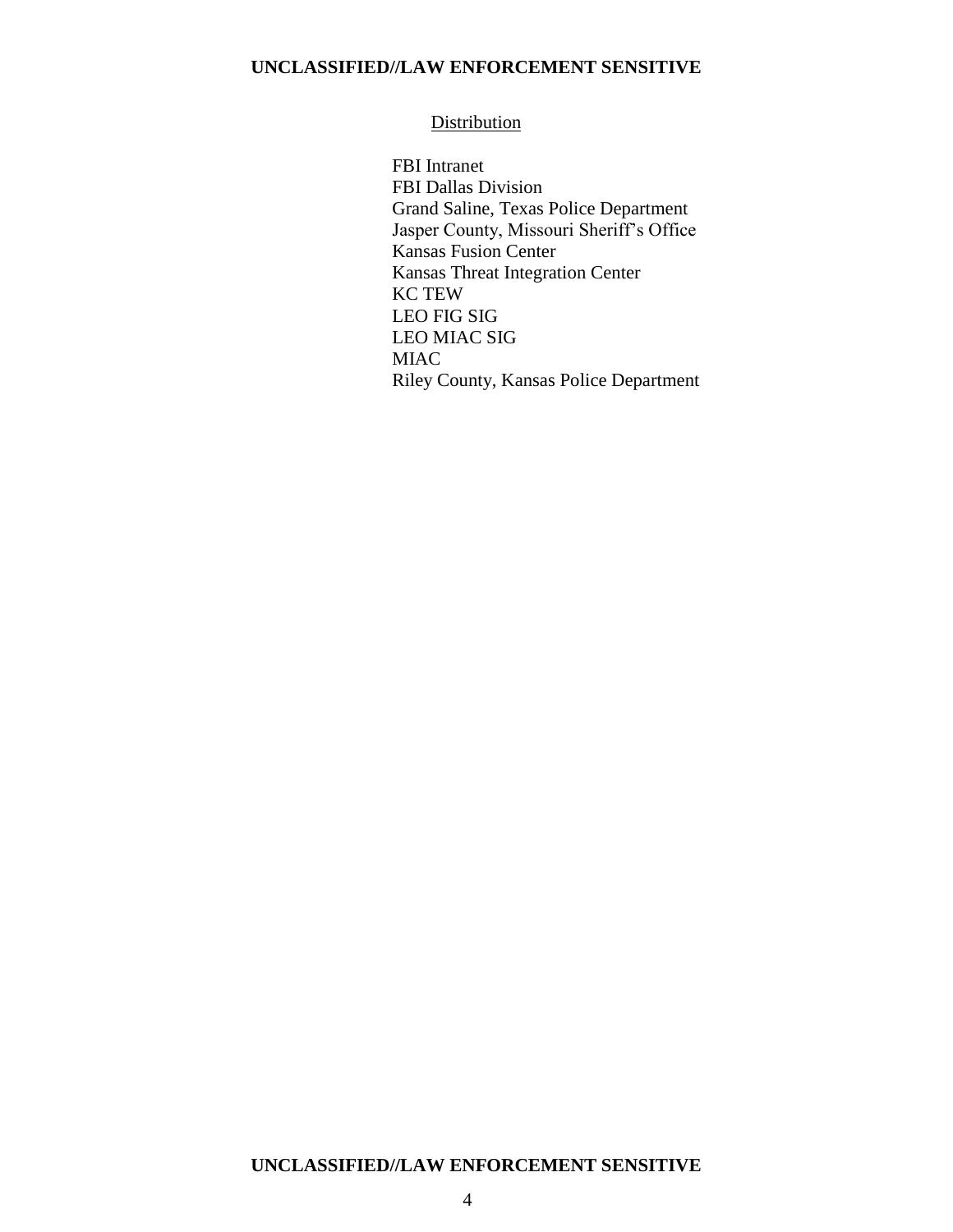Distribution

FBI Intranet
FBI Dallas Division
Grand Saline, Texas Police Department
Jasper County, Missouri Sheriff’s Office
Kansas Fusion Center
Kansas Threat Integration Center
KC TEW
LEO FIG SIG
LEO MIAC SIG
MIAC
Riley County, Kansas Police Department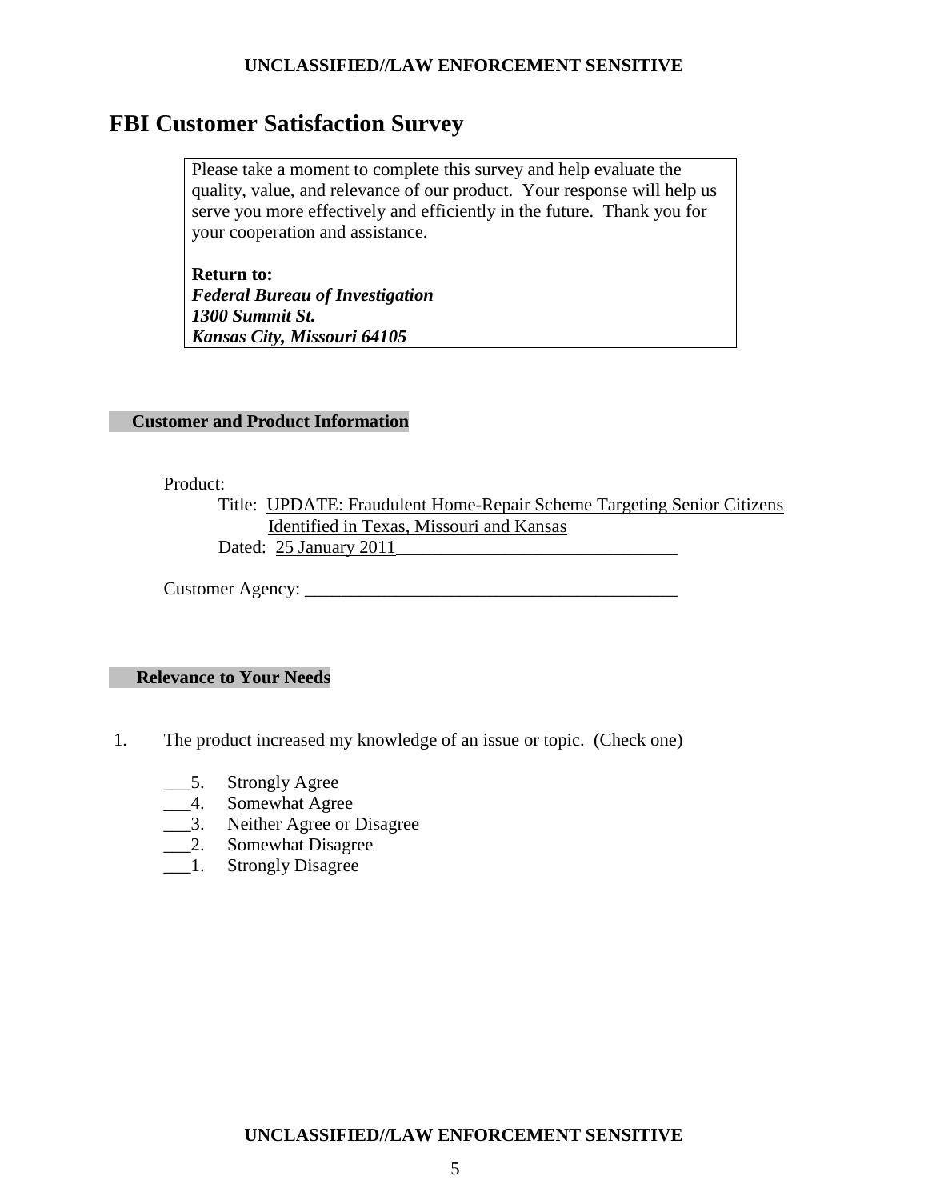# FBI Customer Satisfaction Survey

> Please take a moment to complete this survey and help evaluate the quality, value, and relevance of our product. Your response will help us serve you more effectively and efficiently in the future. Thank you for your cooperation and assistance.
>
> **Return to:**
> ***Federal Bureau of Investigation***
> ***1300 Summit St.***
> ***Kansas City, Missouri 64105***

## Customer and Product Information

Product:

Title: UPDATE: Fraudulent Home-Repair Scheme Targeting Senior Citizens Identified in Texas, Missouri and Kansas

Dated: 25 January 2011_______________________________

Customer Agency: __________________________________________

## Relevance to Your Needs

1. The product increased my knowledge of an issue or topic. (Check one)

   ___5. Strongly Agree
   ___4. Somewhat Agree
   ___3. Neither Agree or Disagree
   ___2. Somewhat Disagree
   ___1. Strongly Disagree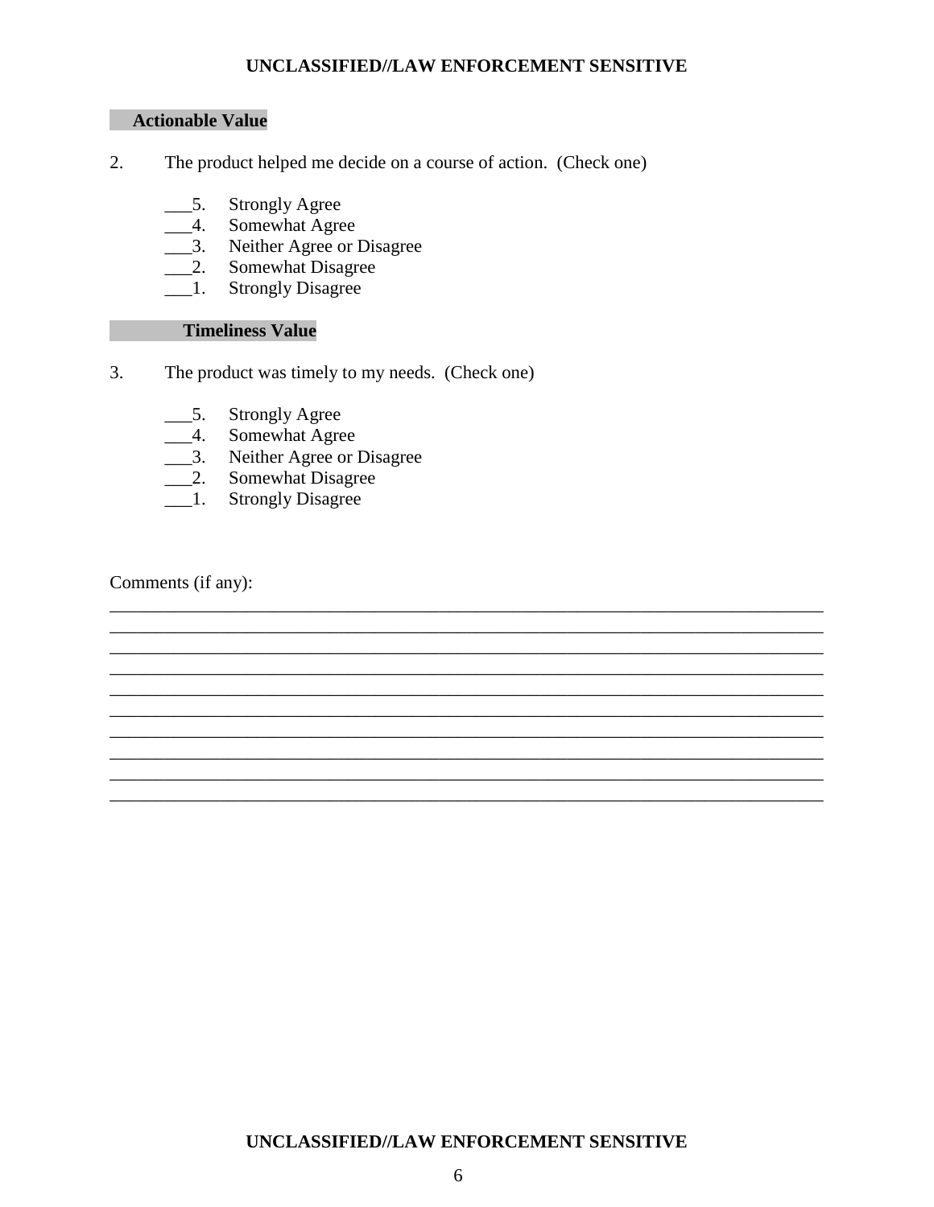**Actionable Value**

2. The product helped me decide on a course of action. (Check one)

   ___5. Strongly Agree
   ___4. Somewhat Agree
   ___3. Neither Agree or Disagree
   ___2. Somewhat Disagree
   ___1. Strongly Disagree

**Timeliness Value**

3. The product was timely to my needs. (Check one)

   ___5. Strongly Agree
   ___4. Somewhat Agree
   ___3. Neither Agree or Disagree
   ___2. Somewhat Disagree
   ___1. Strongly Disagree

Comments (if any):

______________________________________________________________________________
______________________________________________________________________________
______________________________________________________________________________
______________________________________________________________________________
______________________________________________________________________________
______________________________________________________________________________
______________________________________________________________________________
______________________________________________________________________________
______________________________________________________________________________
______________________________________________________________________________